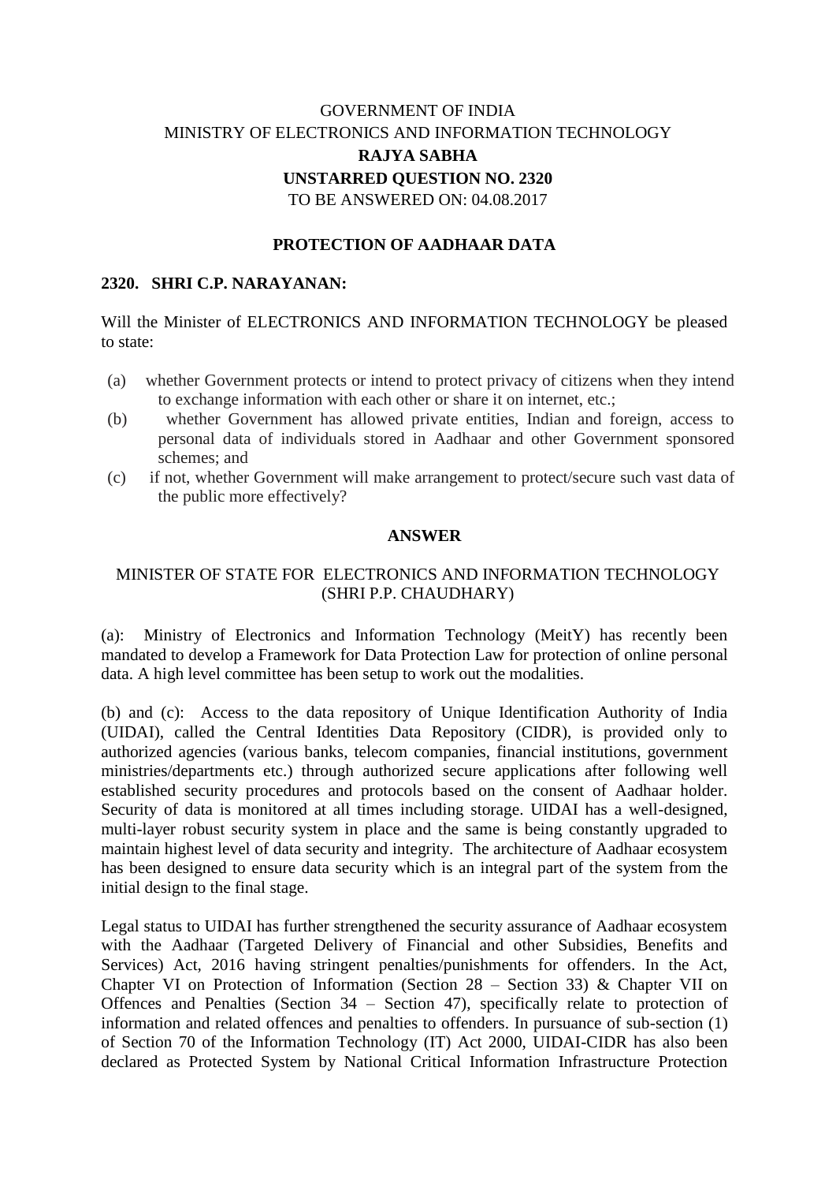GOVERNMENT OF INDIA
MINISTRY OF ELECTRONICS AND INFORMATION TECHNOLOGY
**RAJYA SABHA**
**UNSTARRED QUESTION NO. 2320**
TO BE ANSWERED ON: 04.08.2017

**PROTECTION OF AADHAAR DATA**

**2320. SHRI C.P. NARAYANAN:**

Will the Minister of ELECTRONICS AND INFORMATION TECHNOLOGY be pleased to state:

(a) whether Government protects or intend to protect privacy of citizens when they intend to exchange information with each other or share it on internet, etc.;

(b) whether Government has allowed private entities, Indian and foreign, access to personal data of individuals stored in Aadhaar and other Government sponsored schemes; and

(c) if not, whether Government will make arrangement to protect/secure such vast data of the public more effectively?

**ANSWER**

MINISTER OF STATE FOR ELECTRONICS AND INFORMATION TECHNOLOGY
(SHRI P.P. CHAUDHARY)

(a): Ministry of Electronics and Information Technology (MeitY) has recently been mandated to develop a Framework for Data Protection Law for protection of online personal data. A high level committee has been setup to work out the modalities.

(b) and (c): Access to the data repository of Unique Identification Authority of India (UIDAI), called the Central Identities Data Repository (CIDR), is provided only to authorized agencies (various banks, telecom companies, financial institutions, government ministries/departments etc.) through authorized secure applications after following well established security procedures and protocols based on the consent of Aadhaar holder. Security of data is monitored at all times including storage. UIDAI has a well-designed, multi-layer robust security system in place and the same is being constantly upgraded to maintain highest level of data security and integrity. The architecture of Aadhaar ecosystem has been designed to ensure data security which is an integral part of the system from the initial design to the final stage.

Legal status to UIDAI has further strengthened the security assurance of Aadhaar ecosystem with the Aadhaar (Targeted Delivery of Financial and other Subsidies, Benefits and Services) Act, 2016 having stringent penalties/punishments for offenders. In the Act, Chapter VI on Protection of Information (Section 28 – Section 33) & Chapter VII on Offences and Penalties (Section 34 – Section 47), specifically relate to protection of information and related offences and penalties to offenders. In pursuance of sub-section (1) of Section 70 of the Information Technology (IT) Act 2000, UIDAI-CIDR has also been declared as Protected System by National Critical Information Infrastructure Protection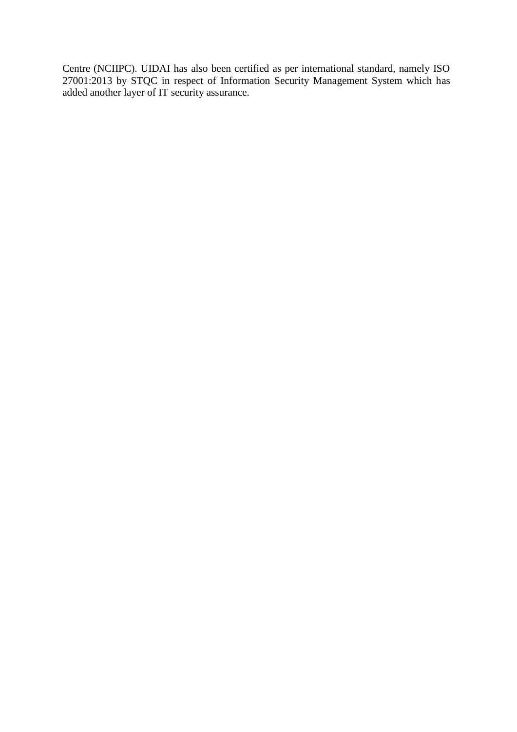Centre (NCIIPC). UIDAI has also been certified as per international standard, namely ISO 27001:2013 by STQC in respect of Information Security Management System which has added another layer of IT security assurance.